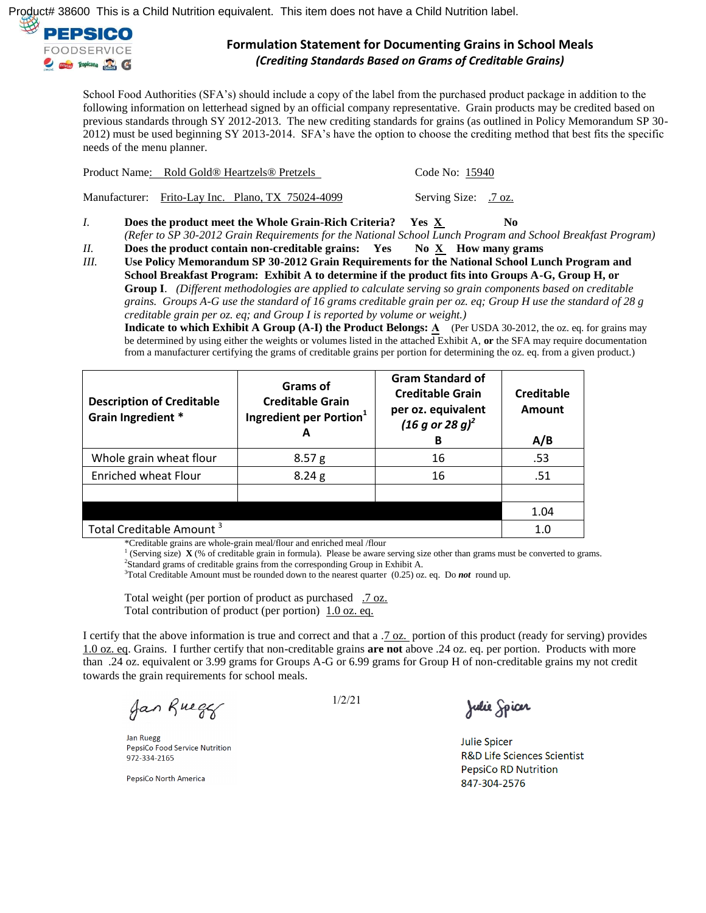Product# 38600 This is a Child Nutrition equivalent. This item does not have a Child Nutrition label.

PEPSICO FOODSERVICE

## Formulation Statement for Documenting Grains in School Meals

*(Crediting Standards Based on Grams of Creditable Grains)*

School Food Authorities (SFA's) should include a copy of the label from the purchased product package in addition to the following information on letterhead signed by an official company representative. Grain products may be credited based on previous standards through SY 2012-2013. The new crediting standards for grains (as outlined in Policy Memorandum SP 30-2012) must be used beginning SY 2013-2014. SFA's have the option to choose the crediting method that best fits the specific needs of the menu planner.

Product Name: Rold Gold® Heartzels® Pretzels Code No: 15940

Manufacturer: Frito-Lay Inc. Plano, TX 75024-4099 Serving Size: .7 oz.

*I.* **Does the product meet the Whole Grain-Rich Criteria? Yes X No**
*(Refer to SP 30-2012 Grain Requirements for the National School Lunch Program and School Breakfast Program)*

*II.* **Does the product contain non-creditable grains: Yes No X How many grams**

*III.* **Use Policy Memorandum SP 30-2012 Grain Requirements for the National School Lunch Program and School Breakfast Program: Exhibit A to determine if the product fits into Groups A-G, Group H, or Group I**. *(Different methodologies are applied to calculate serving so grain components based on creditable grains. Groups A-G use the standard of 16 grams creditable grain per oz. eq; Group H use the standard of 28 g creditable grain per oz. eq; and Group I is reported by volume or weight.)*
**Indicate to which Exhibit A Group (A-I) the Product Belongs: A** (Per USDA 30-2012, the oz. eq. for grains may be determined by using either the weights or volumes listed in the attached Exhibit A, **or** the SFA may require documentation from a manufacturer certifying the grams of creditable grains per portion for determining the oz. eq. from a given product.)

| Description of Creditable Grain Ingredient * | Grams of Creditable Grain Ingredient per Portion[1] A | Gram Standard of Creditable Grain per oz. equivalent *(16 g or 28 g)*[2] B | Creditable Amount A/B |
|---|---|---|---|
| Whole grain wheat flour | 8.57 g | 16 | .53 |
| Enriched wheat Flour | 8.24 g | 16 | .51 |
| | | | |
| | | | 1.04 |
| Total Creditable Amount [3] | | | 1.0 |

*Creditable grains are whole-grain meal/flour and enriched meal /flour
[1] (Serving size) **X** (% of creditable grain in formula). Please be aware serving size other than grams must be converted to grams.
[2]Standard grams of creditable grains from the corresponding Group in Exhibit A.
[3]Total Creditable Amount must be rounded down to the nearest quarter (0.25) oz. eq. Do ***not*** round up.

Total weight (per portion of product as purchased .7 oz.
Total contribution of product (per portion) 1.0 oz. eq.

I certify that the above information is true and correct and that a .7 oz. portion of this product (ready for serving) provides 1.0 oz. eq. Grains. I further certify that non-creditable grains **are not** above .24 oz. eq. per portion. Products with more than .24 oz. equivalent or 3.99 grams for Groups A-G or 6.99 grams for Group H of non-creditable grains my not credit towards the grain requirements for school meals.

Jan Ruegg
1/2/21
Julie Spicer

Jan Ruegg
PepsiCo Food Service Nutrition
972-334-2165

PepsiCo North America

Julie Spicer
R&D Life Sciences Scientist
PepsiCo RD Nutrition
847-304-2576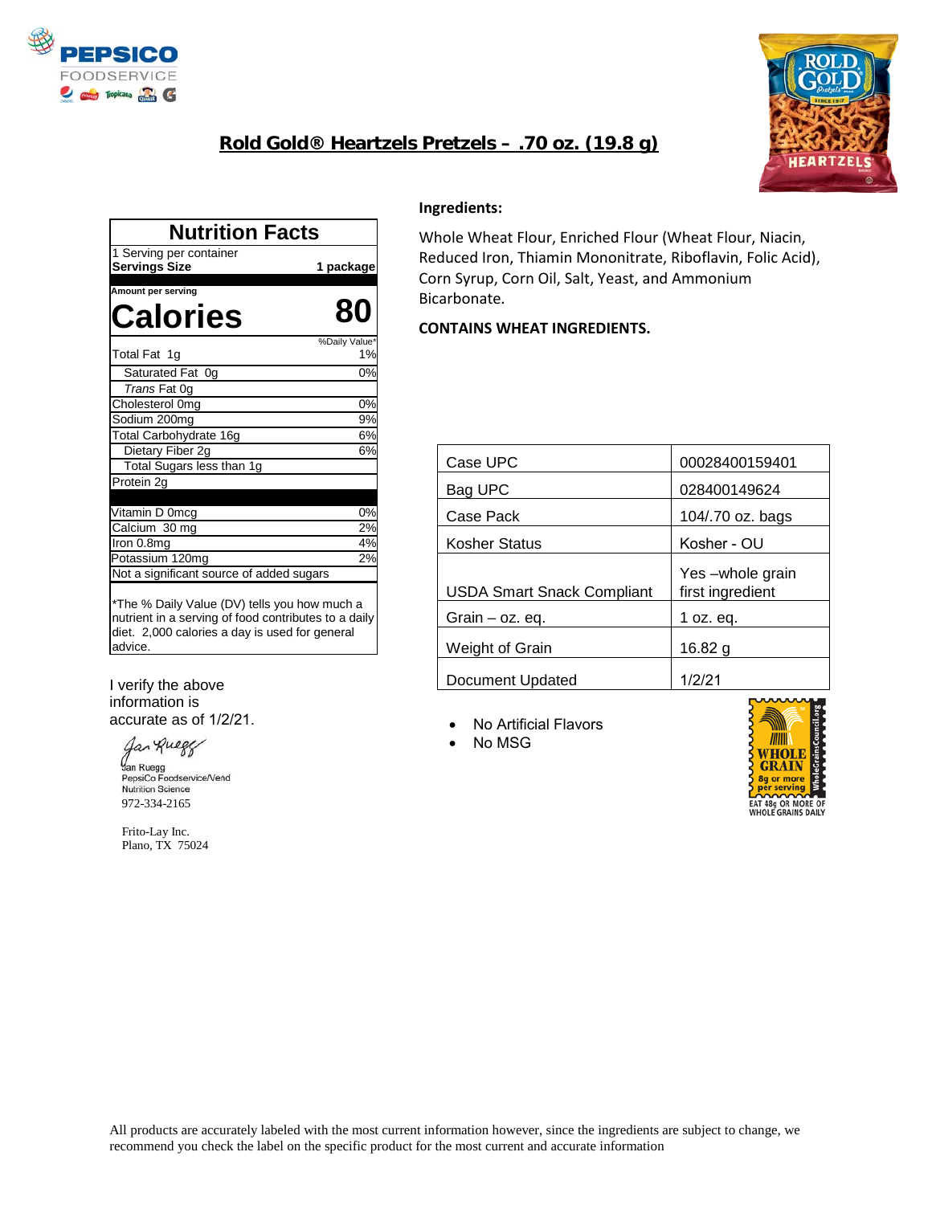PEPSICO FOODSERVICE

## Rold Gold® Heartzels Pretzels – .70 oz. (19.8 g)

| Nutrition Facts | |
|---|---|
| 1 Serving per container | |
| **Servings Size** | **1 package** |
| Amount per serving | |
| **Calories** | **80** |
| | %Daily Value* |
| Total Fat 1g | 1% |
| Saturated Fat 0g | 0% |
| *Trans* Fat 0g | |
| Cholesterol 0mg | 0% |
| Sodium 200mg | 9% |
| Total Carbohydrate 16g | 6% |
| Dietary Fiber 2g | 6% |
| Total Sugars less than 1g | |
| Protein 2g | |
| Vitamin D 0mcg | 0% |
| Calcium 30 mg | 2% |
| Iron 0.8mg | 4% |
| Potassium 120mg | 2% |
| Not a significant source of added sugars | |

*The % Daily Value (DV) tells you how much a nutrient in a serving of food contributes to a daily diet. 2,000 calories a day is used for general advice.

**Ingredients:**

Whole Wheat Flour, Enriched Flour (Wheat Flour, Niacin, Reduced Iron, Thiamin Mononitrate, Riboflavin, Folic Acid), Corn Syrup, Corn Oil, Salt, Yeast, and Ammonium Bicarbonate.

**CONTAINS WHEAT INGREDIENTS.**

| | |
|---|---|
| Case UPC | 00028400159401 |
| Bag UPC | 028400149624 |
| Case Pack | 104/.70 oz. bags |
| Kosher Status | Kosher - OU |
| USDA Smart Snack Compliant | Yes –whole grain first ingredient |
| Grain – oz. eq. | 1 oz. eq. |
| Weight of Grain | 16.82 g |
| Document Updated | 1/2/21 |

- No Artificial Flavors
- No MSG

WHOLE GRAIN 8g or more per serving
EAT 48g OR MORE OF WHOLE GRAINS DAILY

I verify the above information is accurate as of 1/2/21.

Jan Ruegg
PepsiCo Foodservice/Vend
Nutrition Science
972-334-2165

Frito-Lay Inc.
Plano, TX 75024

All products are accurately labeled with the most current information however, since the ingredients are subject to change, we recommend you check the label on the specific product for the most current and accurate information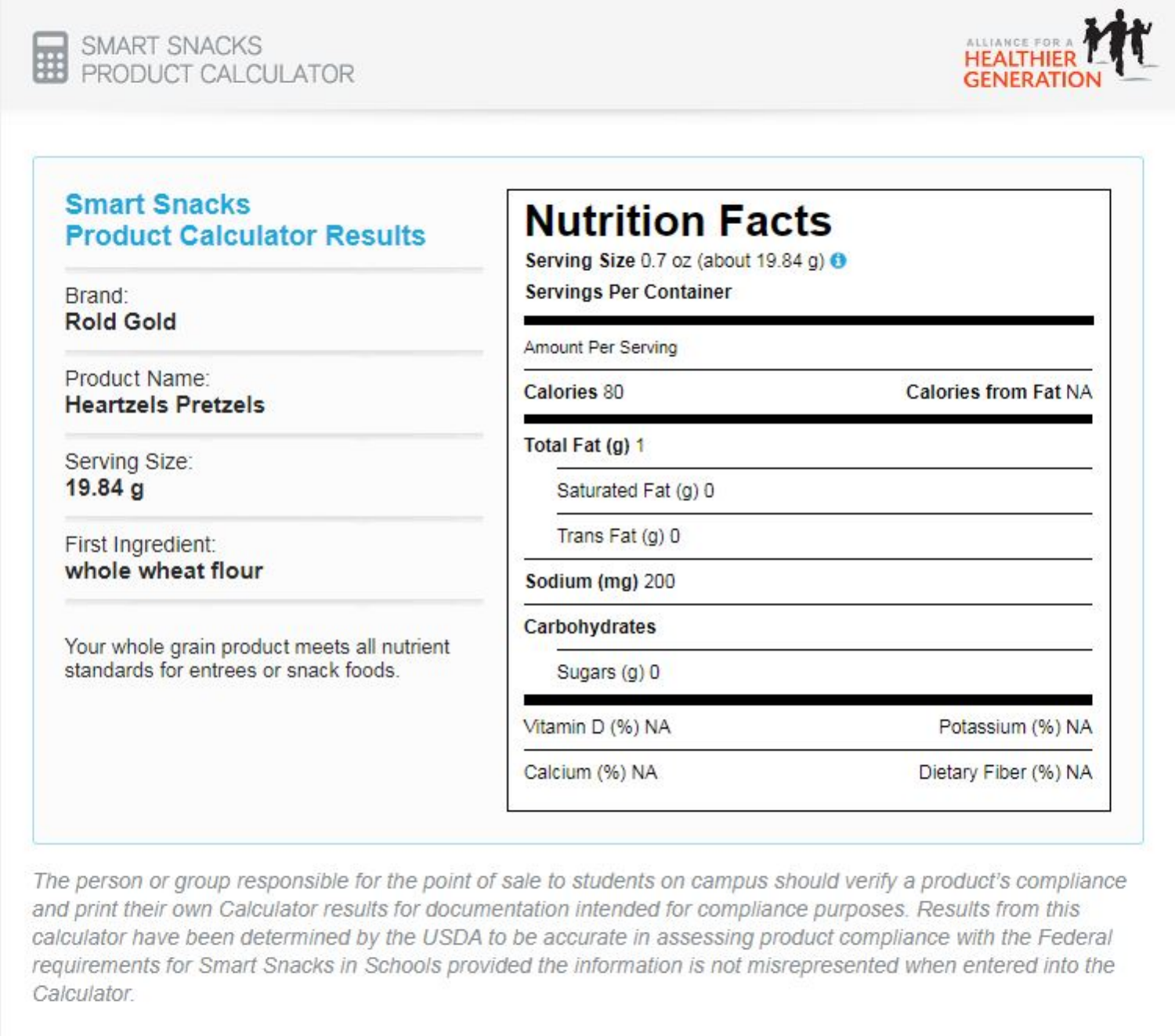SMART SNACKS PRODUCT CALCULATOR

ALLIANCE FOR A HEALTHIER GENERATION

## Smart Snacks Product Calculator Results

Brand:
**Rold Gold**

Product Name:
**Heartzels Pretzels**

Serving Size:
**19.84 g**

First Ingredient:
**whole wheat flour**

Your whole grain product meets all nutrient standards for entrees or snack foods.

# Nutrition Facts

**Serving Size** 0.7 oz (about 19.84 g)

**Servings Per Container**

Amount Per Serving

| | |
|---|---|
| **Calories** 80 | **Calories from Fat** NA |
| **Total Fat (g)** 1 | |
| Saturated Fat (g) 0 | |
| Trans Fat (g) 0 | |
| **Sodium (mg)** 200 | |
| **Carbohydrates** | |
| Sugars (g) 0 | |
| Vitamin D (%) NA | Potassium (%) NA |
| Calcium (%) NA | Dietary Fiber (%) NA |

*The person or group responsible for the point of sale to students on campus should verify a product's compliance and print their own Calculator results for documentation intended for compliance purposes. Results from this calculator have been determined by the USDA to be accurate in assessing product compliance with the Federal requirements for Smart Snacks in Schools provided the information is not misrepresented when entered into the Calculator.*